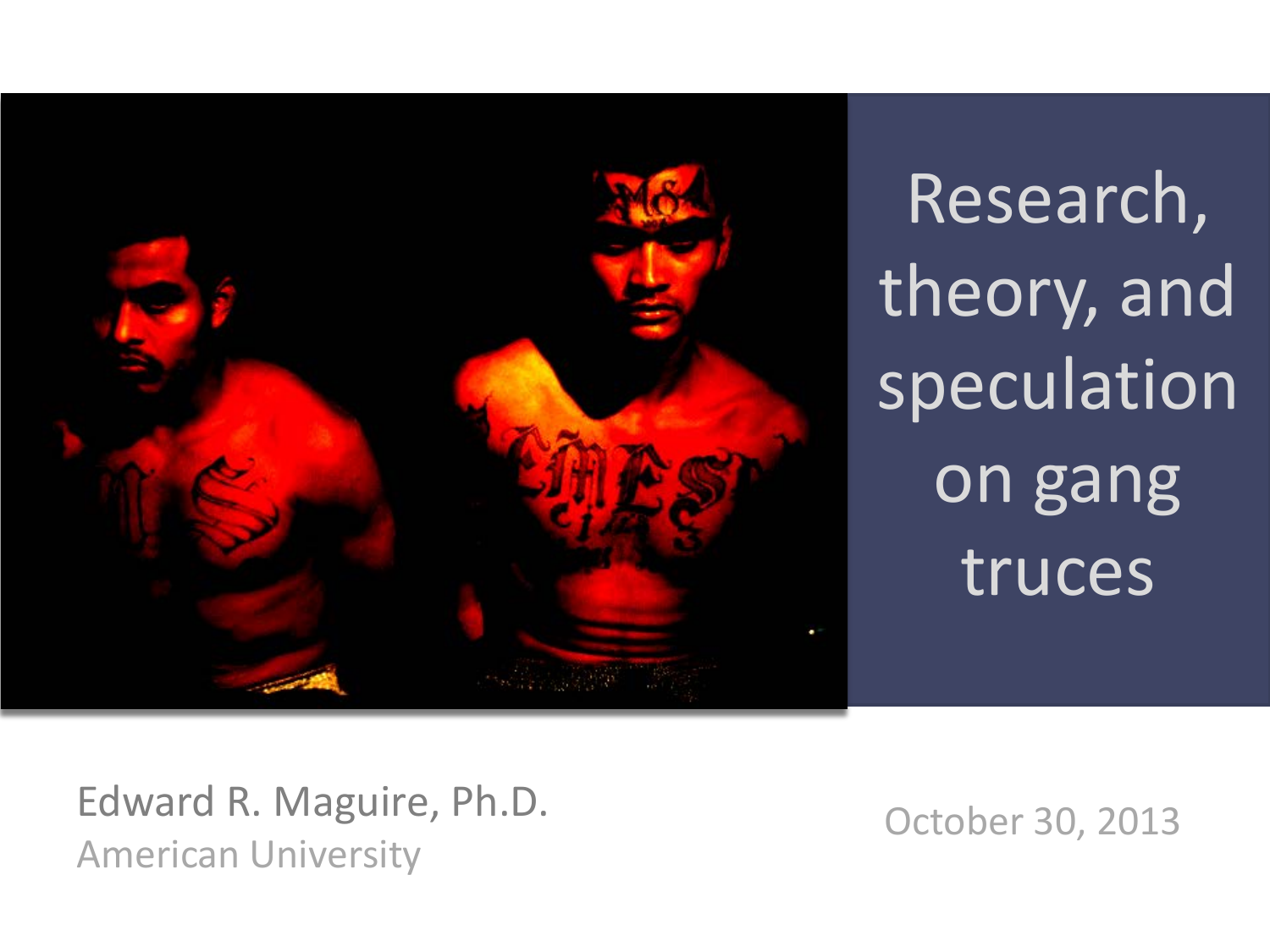# Research, theory, and speculation on gang truces

Edward R. Maguire, Ph.D.
American University

October 30, 2013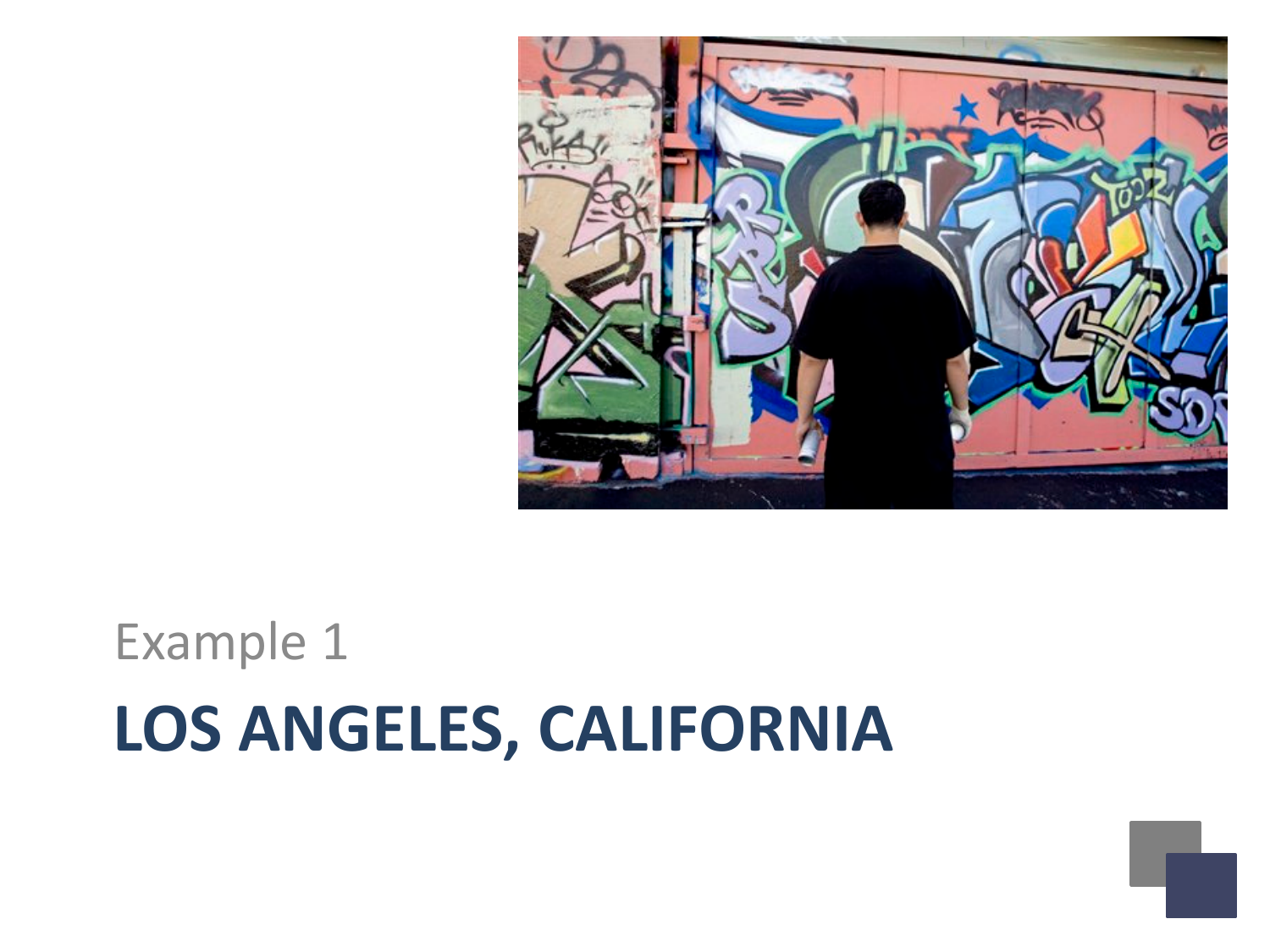Example 1

# LOS ANGELES, CALIFORNIA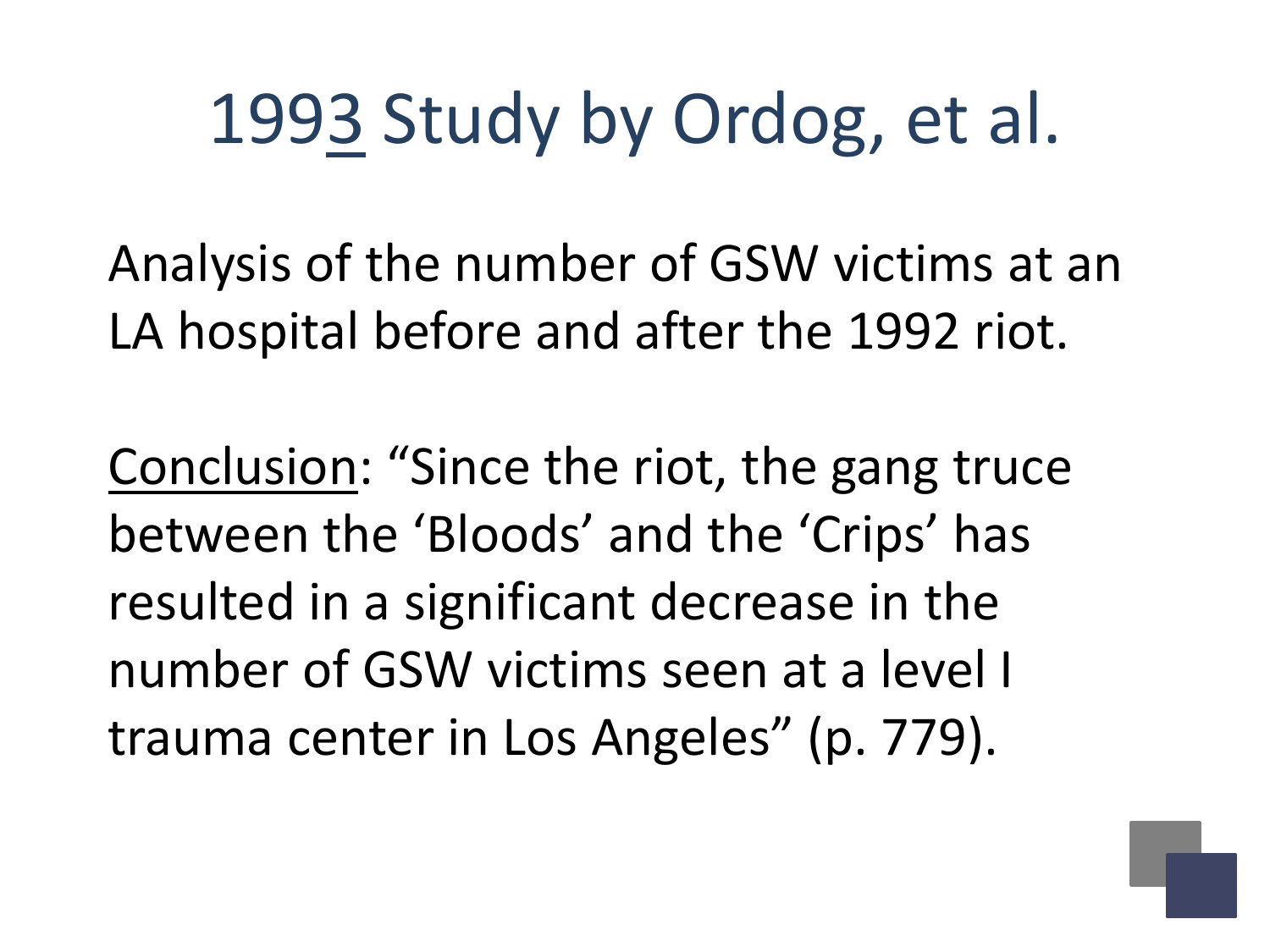# 1993 Study by Ordog, et al.

Analysis of the number of GSW victims at an LA hospital before and after the 1992 riot.

Conclusion: "Since the riot, the gang truce between the 'Bloods' and the 'Crips' has resulted in a significant decrease in the number of GSW victims seen at a level I trauma center in Los Angeles" (p. 779).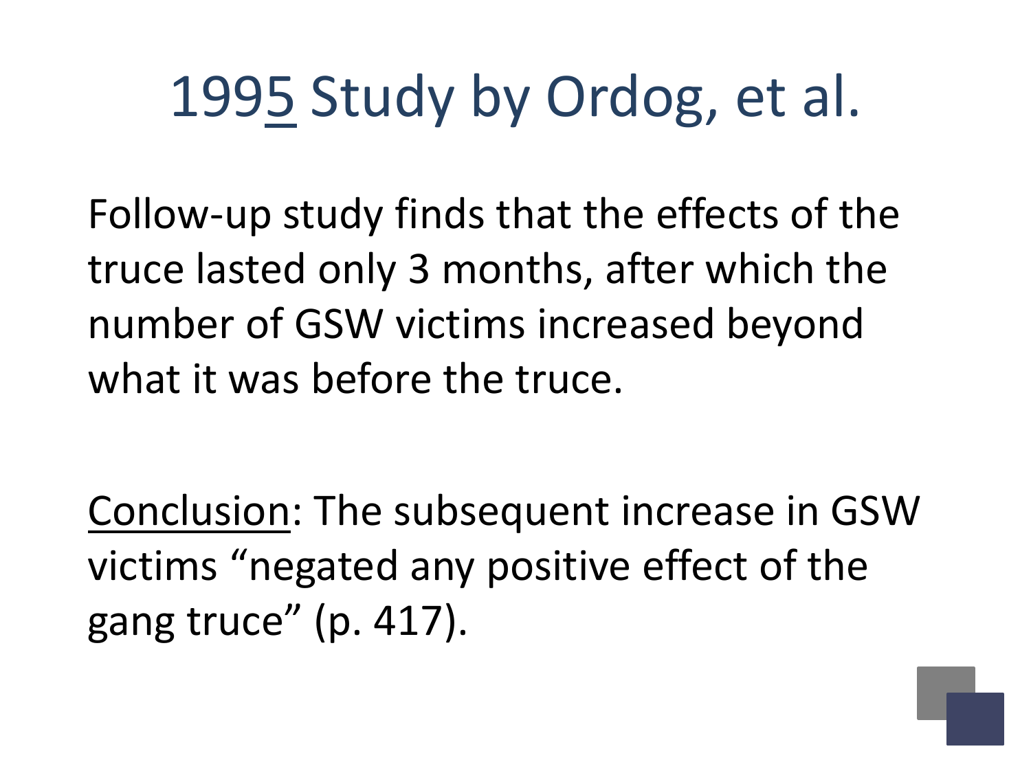# 1995 Study by Ordog, et al.

Follow-up study finds that the effects of the truce lasted only 3 months, after which the number of GSW victims increased beyond what it was before the truce.

Conclusion: The subsequent increase in GSW victims "negated any positive effect of the gang truce" (p. 417).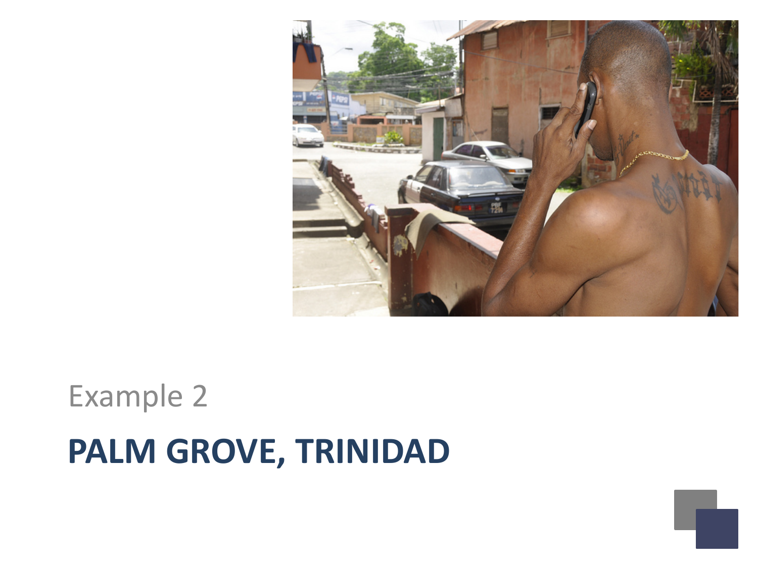Example 2

# PALM GROVE, TRINIDAD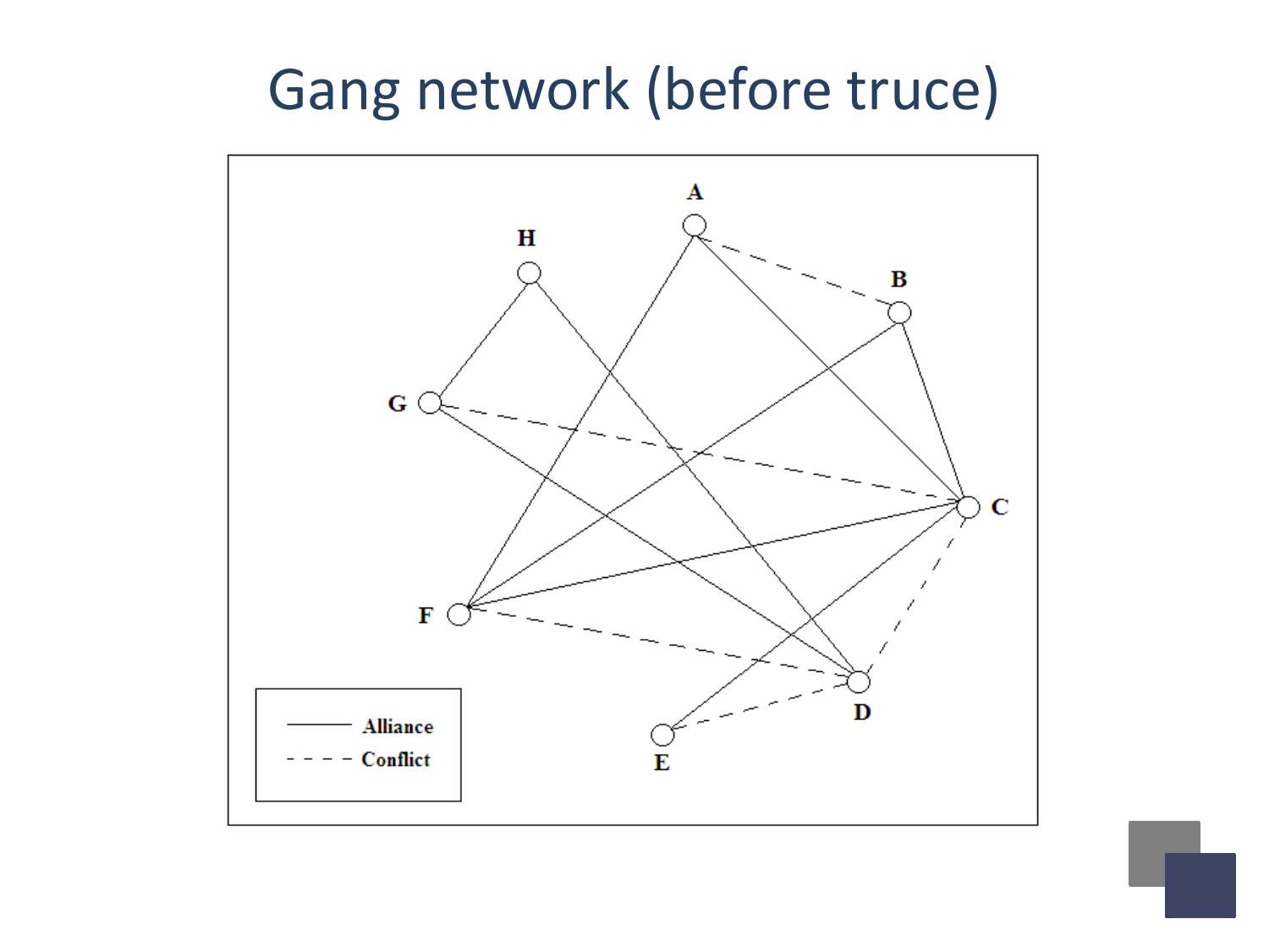# Gang network (before truce)

Alliance
Conflict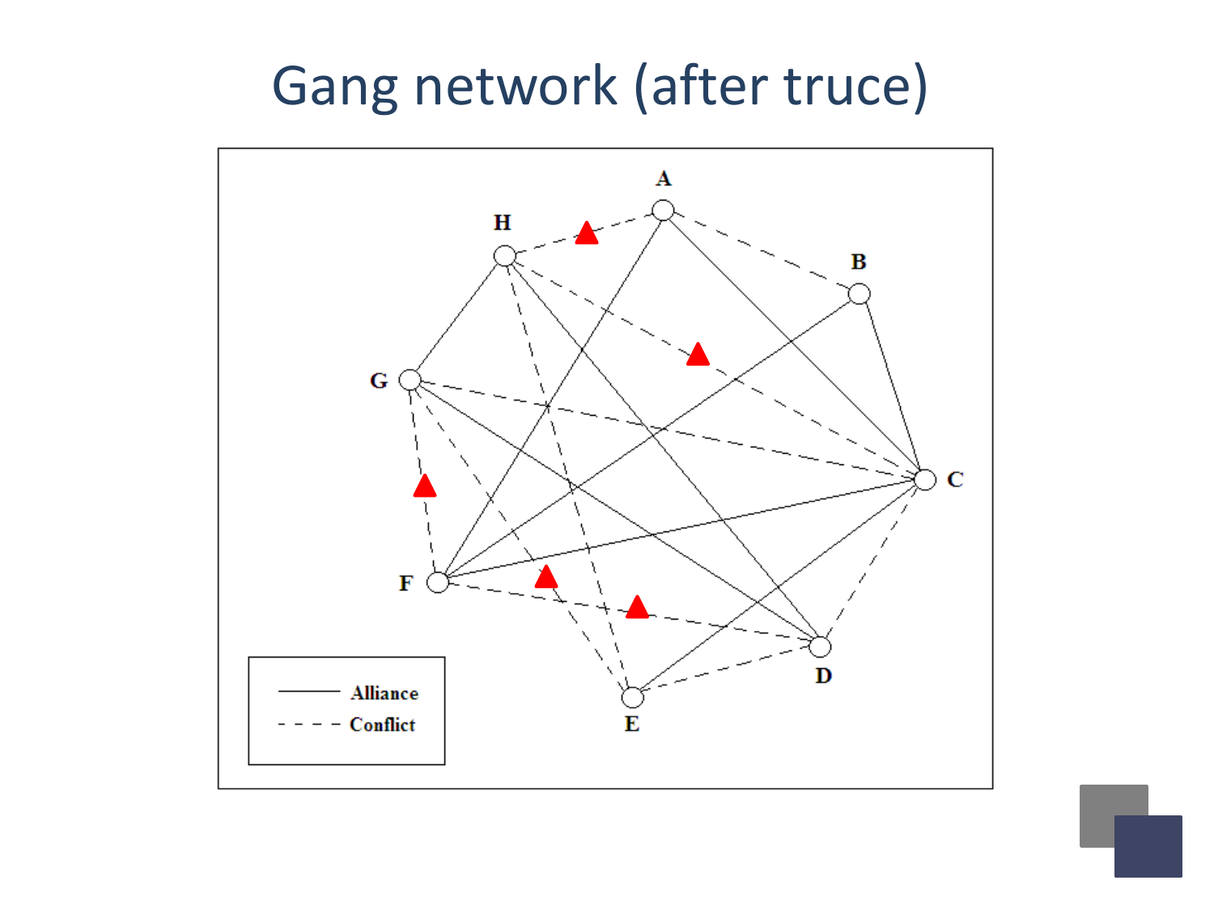# Gang network (after truce)

A
H
B
G
C
F
D
E

Alliance
Conflict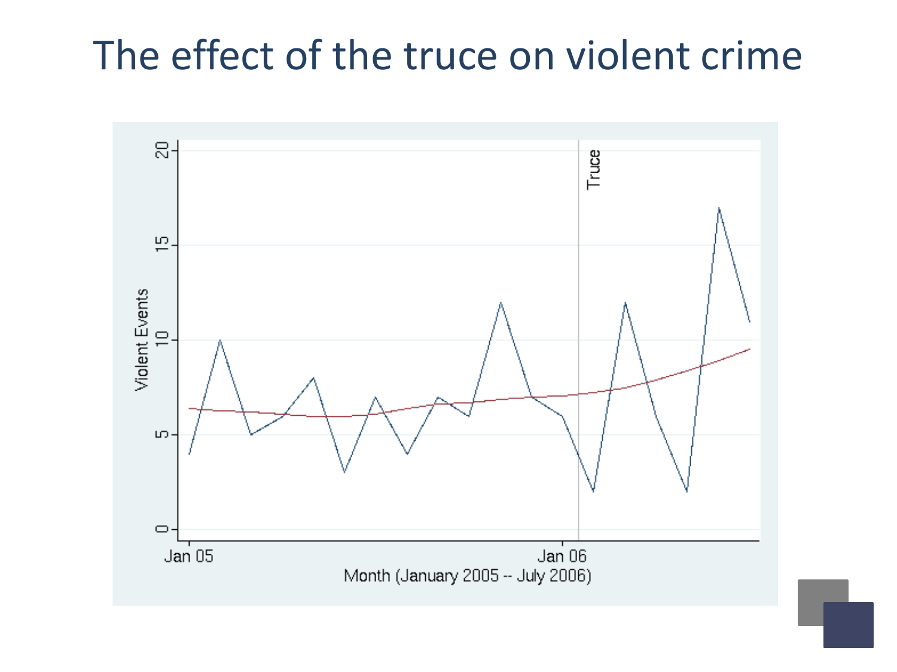# The effect of the truce on violent crime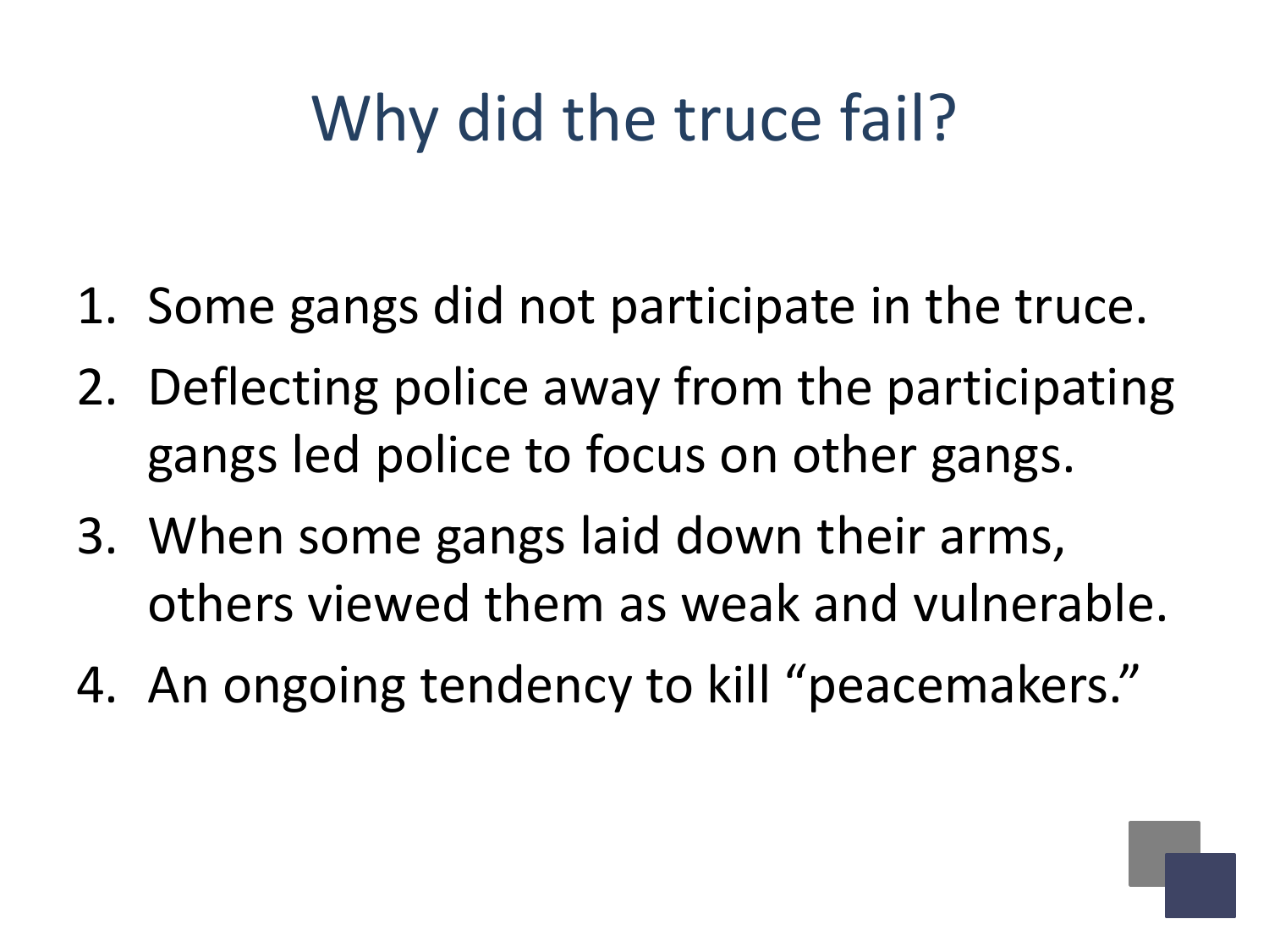# Why did the truce fail?

1. Some gangs did not participate in the truce.
2. Deflecting police away from the participating gangs led police to focus on other gangs.
3. When some gangs laid down their arms, others viewed them as weak and vulnerable.
4. An ongoing tendency to kill "peacemakers."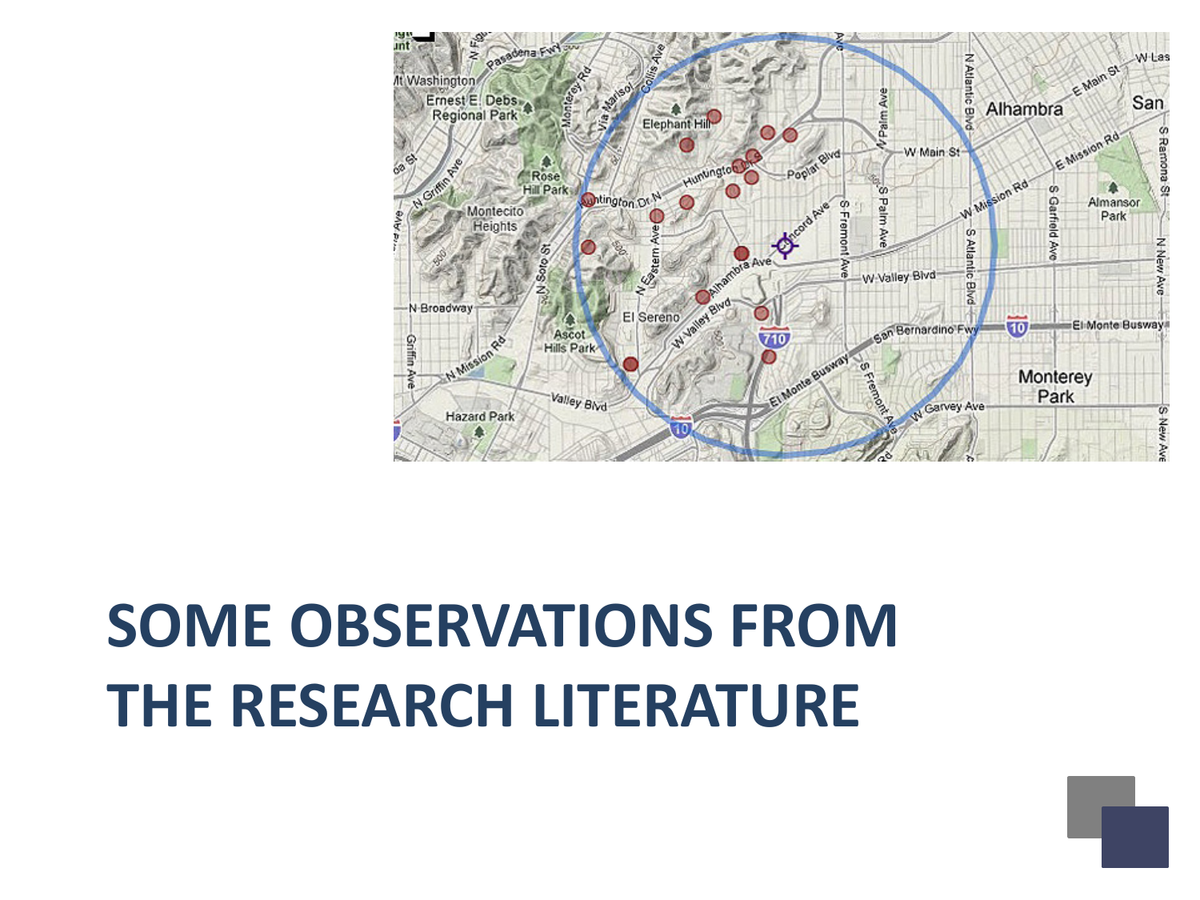# SOME OBSERVATIONS FROM THE RESEARCH LITERATURE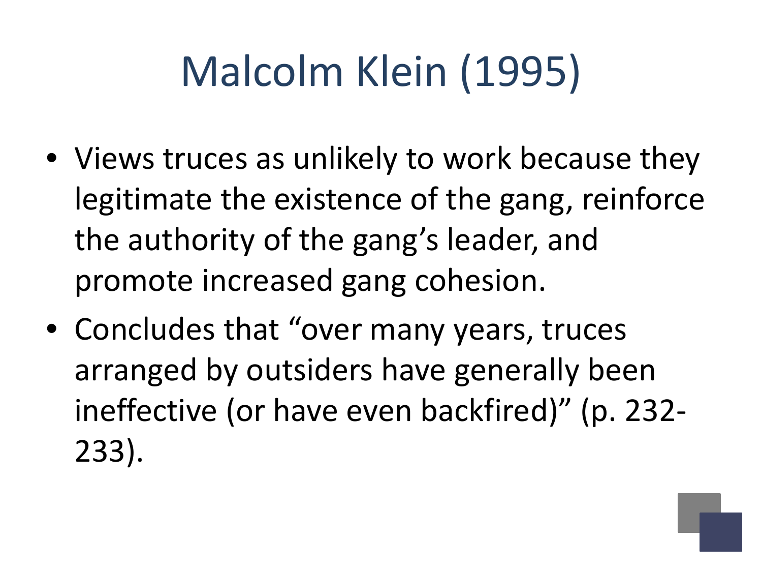# Malcolm Klein (1995)

- Views truces as unlikely to work because they legitimate the existence of the gang, reinforce the authority of the gang's leader, and promote increased gang cohesion.
- Concludes that "over many years, truces arranged by outsiders have generally been ineffective (or have even backfired)" (p. 232-233).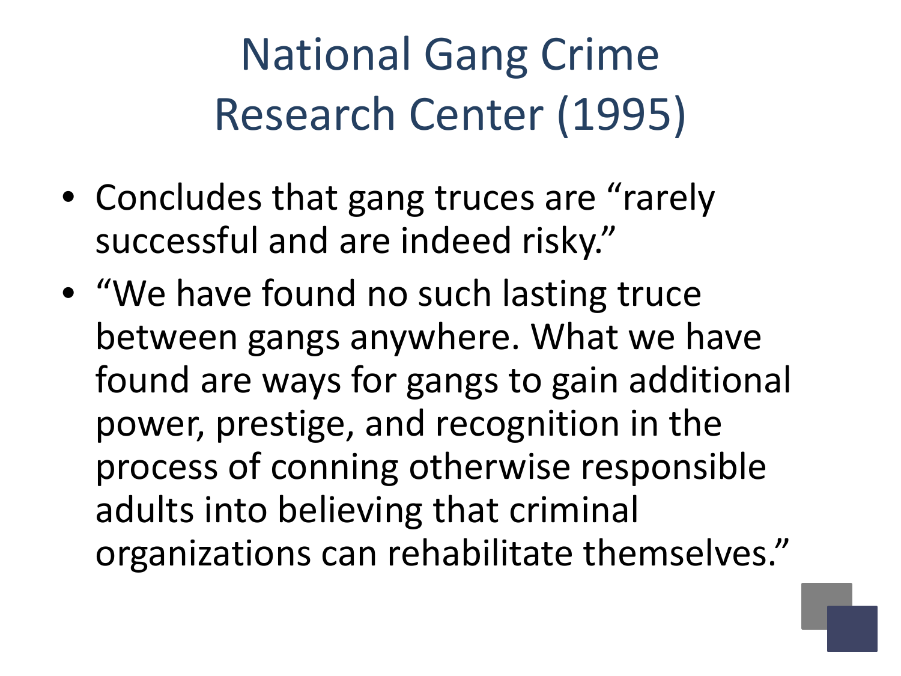# National Gang Crime Research Center (1995)

- Concludes that gang truces are "rarely successful and are indeed risky."
- "We have found no such lasting truce between gangs anywhere. What we have found are ways for gangs to gain additional power, prestige, and recognition in the process of conning otherwise responsible adults into believing that criminal organizations can rehabilitate themselves."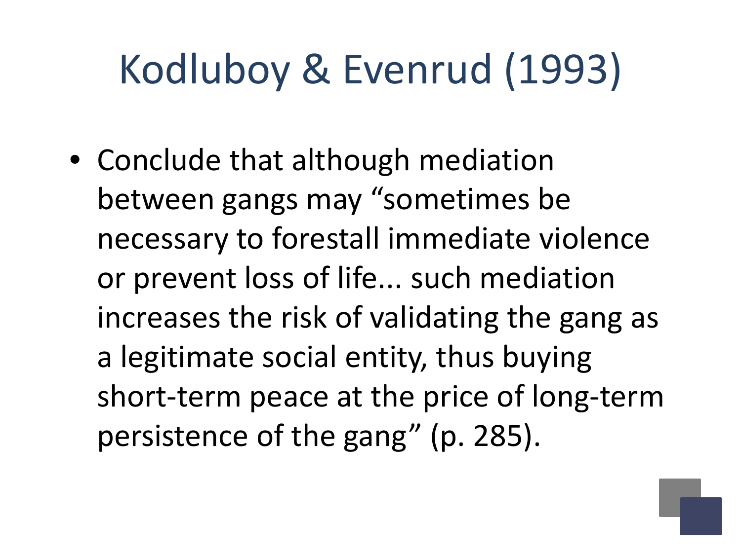# Kodluboy & Evenrud (1993)

- Conclude that although mediation between gangs may “sometimes be necessary to forestall immediate violence or prevent loss of life... such mediation increases the risk of validating the gang as a legitimate social entity, thus buying short-term peace at the price of long-term persistence of the gang” (p. 285).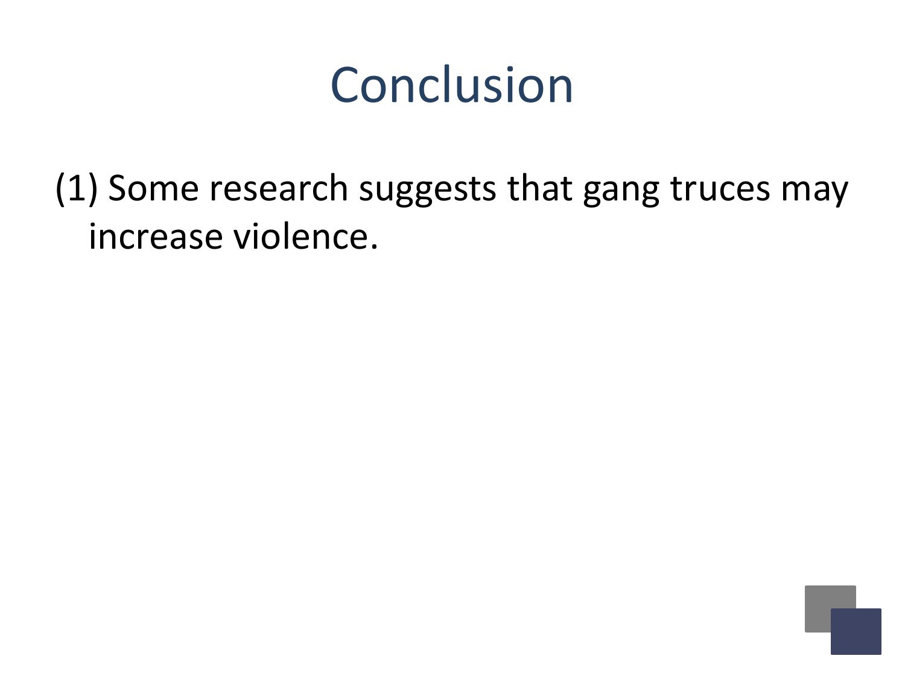# Conclusion

(1) Some research suggests that gang truces may increase violence.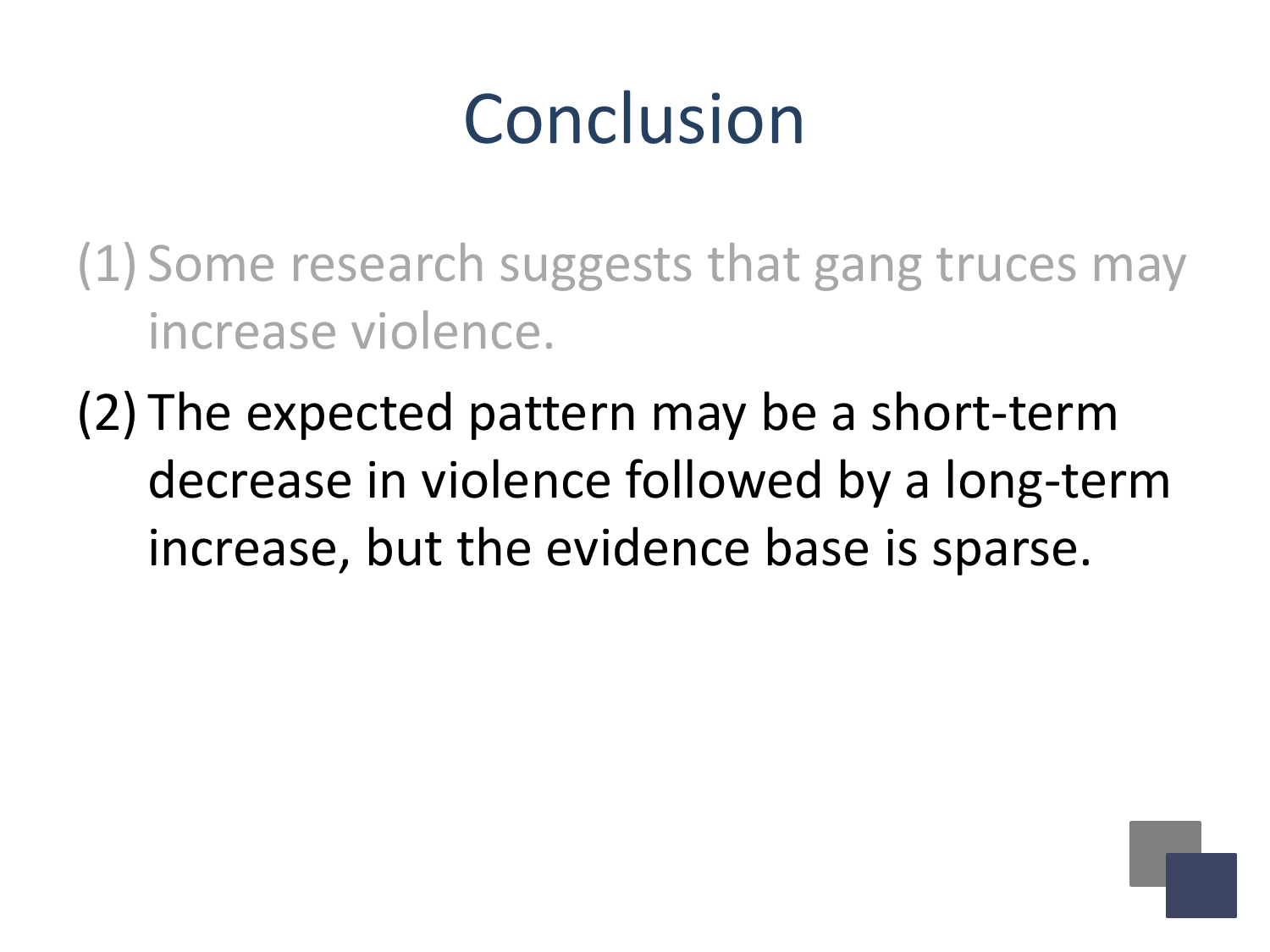# Conclusion

(1) Some research suggests that gang truces may increase violence.

(2) The expected pattern may be a short-term decrease in violence followed by a long-term increase, but the evidence base is sparse.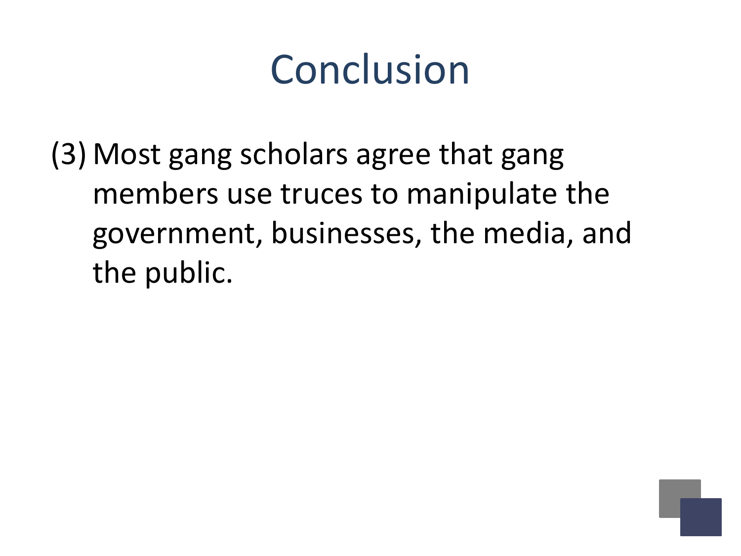# Conclusion

(3) Most gang scholars agree that gang members use truces to manipulate the government, businesses, the media, and the public.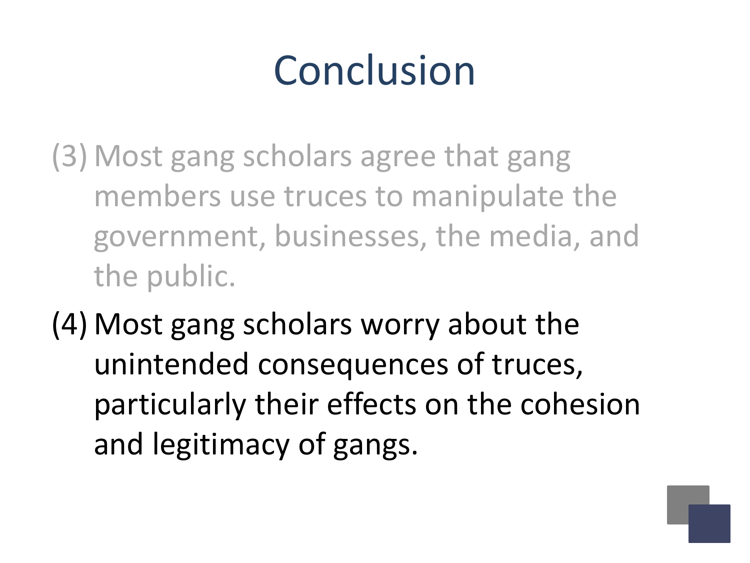# Conclusion

(3) Most gang scholars agree that gang members use truces to manipulate the government, businesses, the media, and the public.

(4) Most gang scholars worry about the unintended consequences of truces, particularly their effects on the cohesion and legitimacy of gangs.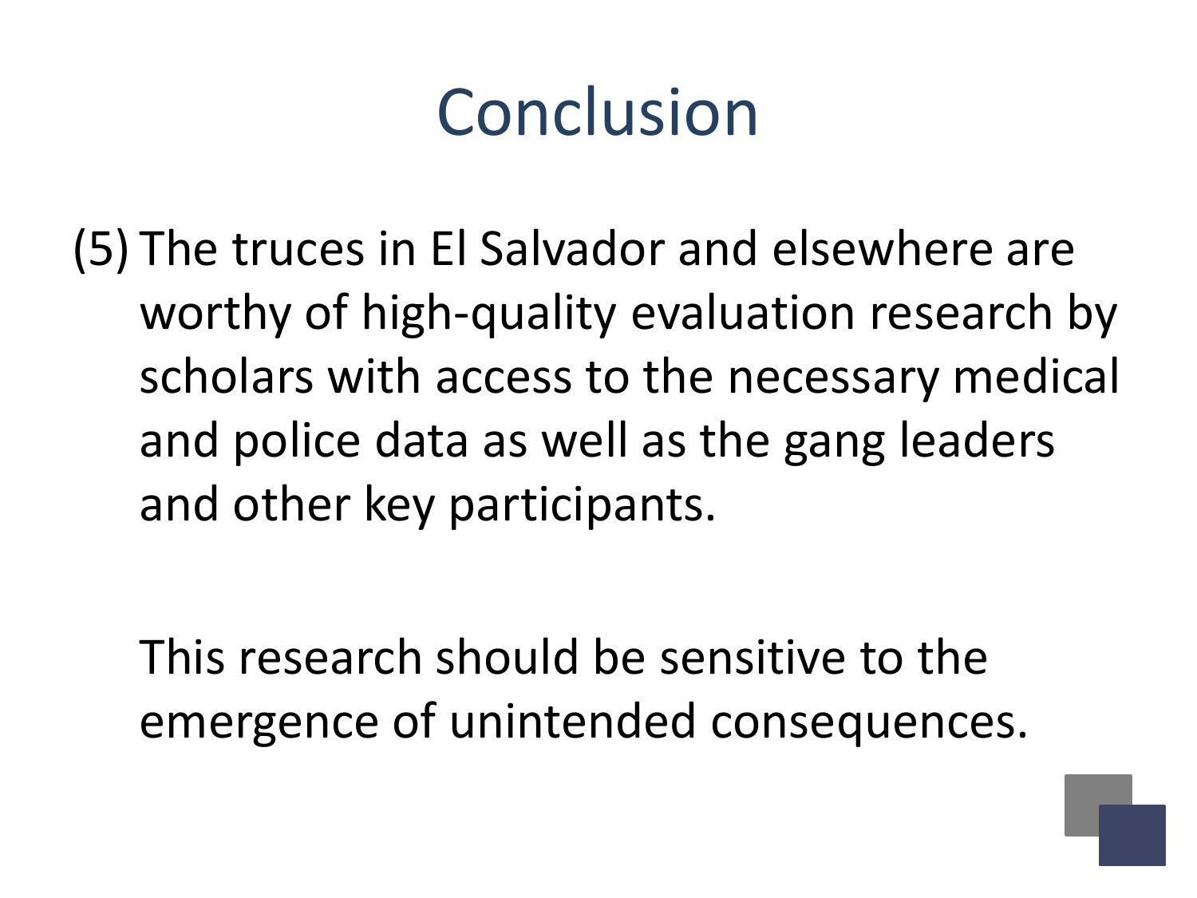# Conclusion

(5) The truces in El Salvador and elsewhere are worthy of high-quality evaluation research by scholars with access to the necessary medical and police data as well as the gang leaders and other key participants.

This research should be sensitive to the emergence of unintended consequences.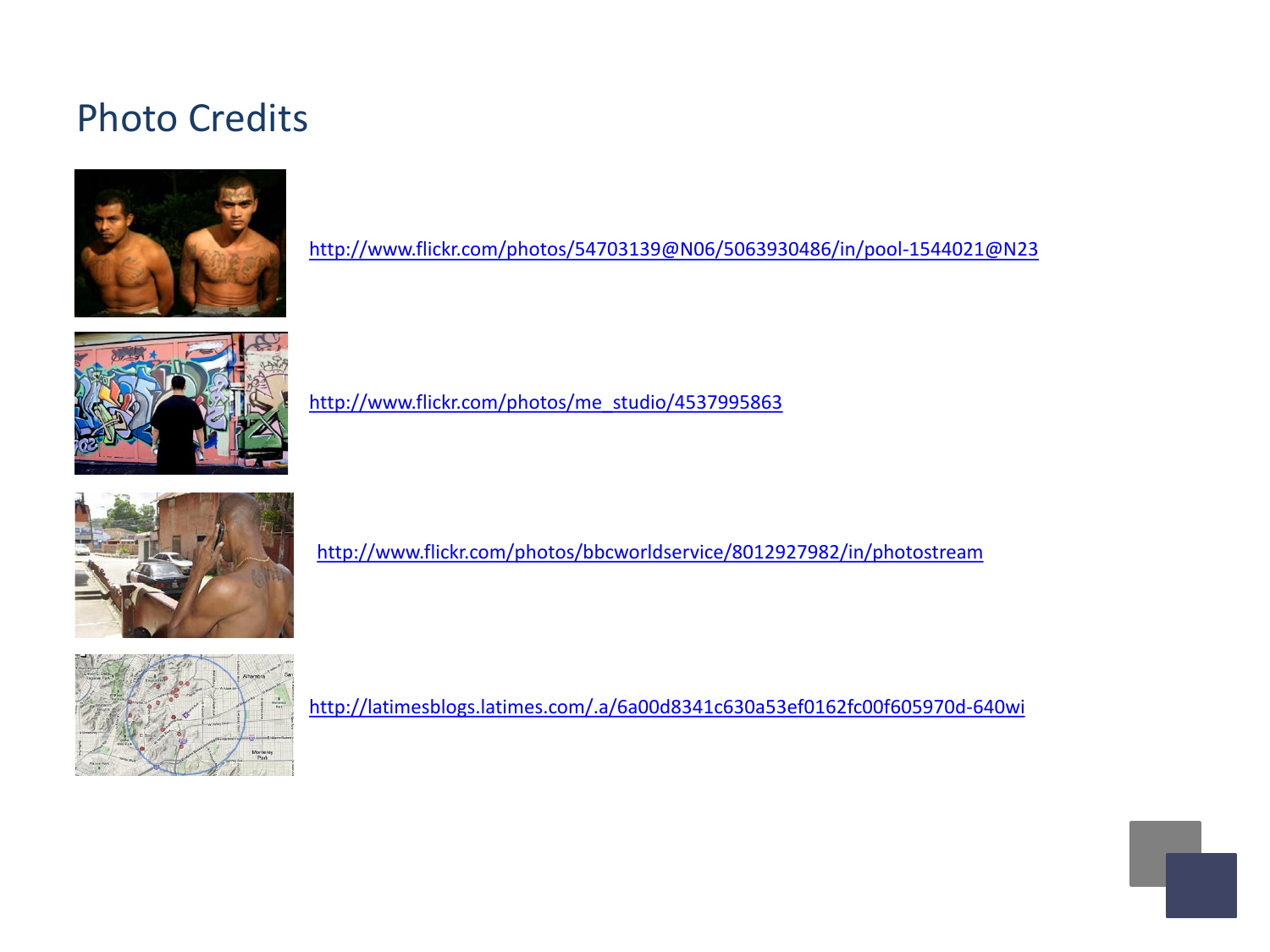# Photo Credits

http://www.flickr.com/photos/54703139@N06/5063930486/in/pool-1544021@N23

http://www.flickr.com/photos/me_studio/4537995863

http://www.flickr.com/photos/bbcworldservice/8012927982/in/photostream

http://latimesblogs.latimes.com/.a/6a00d8341c630a53ef0162fc00f605970d-640wi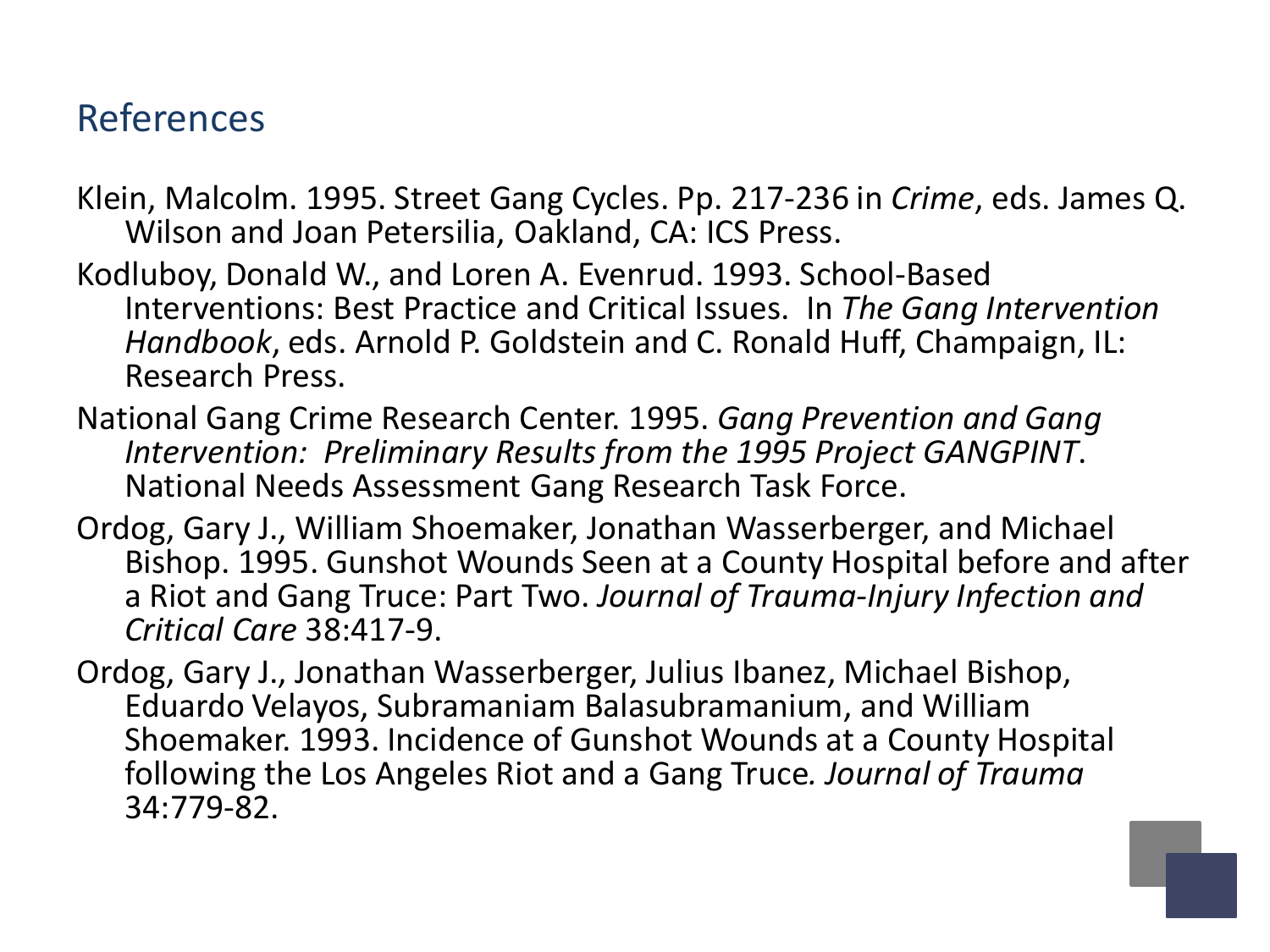## References

Klein, Malcolm. 1995. Street Gang Cycles. Pp. 217-236 in *Crime*, eds. James Q. Wilson and Joan Petersilia, Oakland, CA: ICS Press.

Kodluboy, Donald W., and Loren A. Evenrud. 1993. School-Based Interventions: Best Practice and Critical Issues. In *The Gang Intervention Handbook*, eds. Arnold P. Goldstein and C. Ronald Huff, Champaign, IL: Research Press.

National Gang Crime Research Center. 1995. *Gang Prevention and Gang Intervention: Preliminary Results from the 1995 Project GANGPINT*. National Needs Assessment Gang Research Task Force.

Ordog, Gary J., William Shoemaker, Jonathan Wasserberger, and Michael Bishop. 1995. Gunshot Wounds Seen at a County Hospital before and after a Riot and Gang Truce: Part Two. *Journal of Trauma-Injury Infection and Critical Care* 38:417-9.

Ordog, Gary J., Jonathan Wasserberger, Julius Ibanez, Michael Bishop, Eduardo Velayos, Subramaniam Balasubramanium, and William Shoemaker. 1993. Incidence of Gunshot Wounds at a County Hospital following the Los Angeles Riot and a Gang Truce. *Journal of Trauma* 34:779-82.